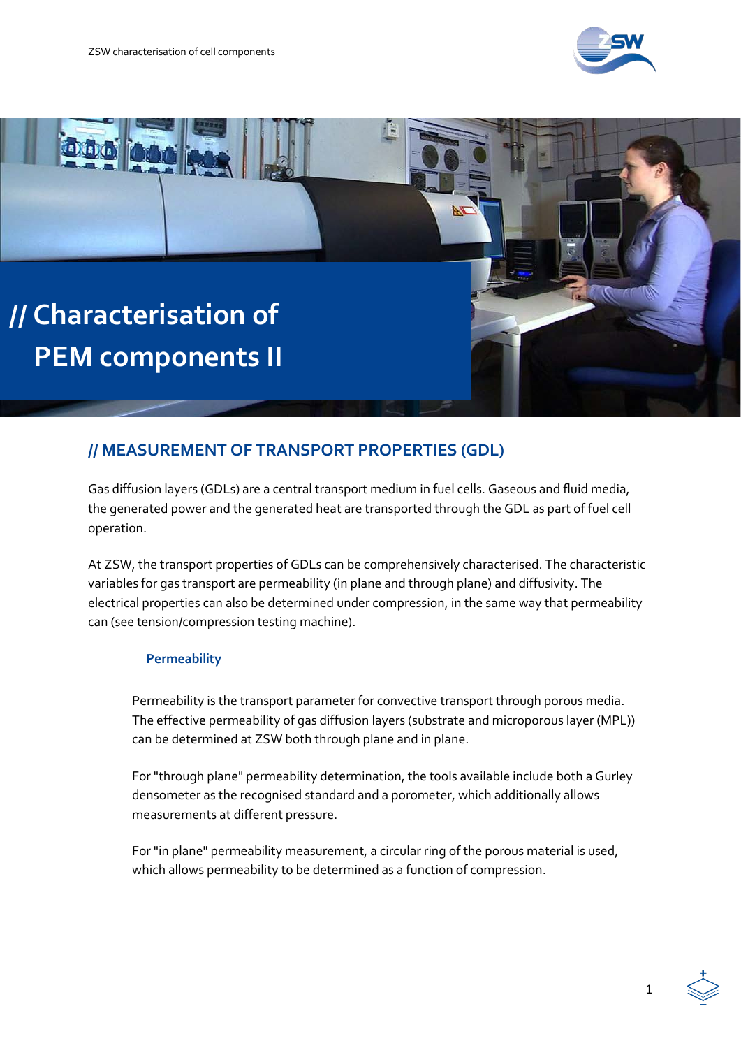# // Characterisation of PEM components II

## // MEASUREMENT OF TRANSPORT PROPERTIES (GDL)

Gas diffusion layers (GDLs) are a central transport medium in fuel cells. Gaseous and fluid media, the generated power and the generated heat are transported through the GDL as part of fuel cell operation.

At ZSW, the transport properties of GDLs can be comprehensively characterised. The characteristic variables for gas transport are permeability (in plane and through plane) and diffusivity. The electrical properties can also be determined under compression, in the same way that permeability can (see tension/compression testing machine).

### Permeability

Permeability is the transport parameter for convective transport through porous media. The effective permeability of gas diffusion layers (substrate and microporous layer (MPL)) can be determined at ZSW both through plane and in plane.

For "through plane" permeability determination, the tools available include both a Gurley densometer as the recognised standard and a porometer, which additionally allows measurements at different pressure.

For "in plane" permeability measurement, a circular ring of the porous material is used, which allows permeability to be determined as a function of compression.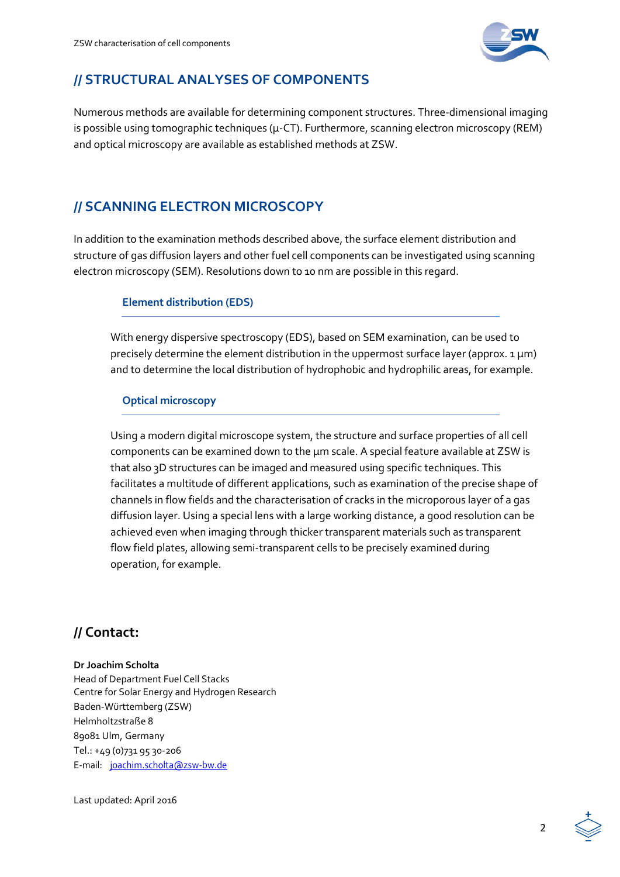## // STRUCTURAL ANALYSES OF COMPONENTS

Numerous methods are available for determining component structures. Three-dimensional imaging is possible using tomographic techniques (µ-CT). Furthermore, scanning electron microscopy (REM) and optical microscopy are available as established methods at ZSW.

## // SCANNING ELECTRON MICROSCOPY

In addition to the examination methods described above, the surface element distribution and structure of gas diffusion layers and other fuel cell components can be investigated using scanning electron microscopy (SEM). Resolutions down to 10 nm are possible in this regard.

### Element distribution (EDS)

With energy dispersive spectroscopy (EDS), based on SEM examination, can be used to precisely determine the element distribution in the uppermost surface layer (approx. 1 µm) and to determine the local distribution of hydrophobic and hydrophilic areas, for example.

### Optical microscopy

Using a modern digital microscope system, the structure and surface properties of all cell components can be examined down to the µm scale. A special feature available at ZSW is that also 3D structures can be imaged and measured using specific techniques. This facilitates a multitude of different applications, such as examination of the precise shape of channels in flow fields and the characterisation of cracks in the microporous layer of a gas diffusion layer. Using a special lens with a large working distance, a good resolution can be achieved even when imaging through thicker transparent materials such as transparent flow field plates, allowing semi-transparent cells to be precisely examined during operation, for example.

## // Contact:

**Dr Joachim Scholta**
Head of Department Fuel Cell Stacks
Centre for Solar Energy and Hydrogen Research
Baden-Württemberg (ZSW)
Helmholtzstraße 8
89081 Ulm, Germany
Tel.: +49 (0)731 95 30-206
E-mail: joachim.scholta@zsw-bw.de

Last updated: April 2016